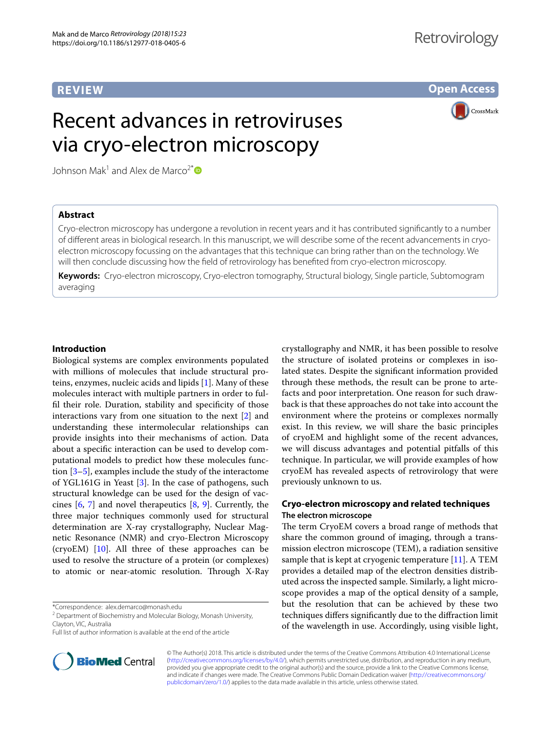REVIEW

Open Access

# Recent advances in retroviruses via cryo-electron microscopy

Johnson Mak[1] and Alex de Marco[2*]

## Abstract

Cryo-electron microscopy has undergone a revolution in recent years and it has contributed significantly to a number of different areas in biological research. In this manuscript, we will describe some of the recent advancements in cryo-electron microscopy focussing on the advantages that this technique can bring rather than on the technology. We will then conclude discussing how the field of retrovirology has benefited from cryo-electron microscopy.

**Keywords:** Cryo-electron microscopy, Cryo-electron tomography, Structural biology, Single particle, Subtomogram averaging

## Introduction

Biological systems are complex environments populated with millions of molecules that include structural proteins, enzymes, nucleic acids and lipids [1]. Many of these molecules interact with multiple partners in order to fulfil their role. Duration, stability and specificity of those interactions vary from one situation to the next [2] and understanding these intermolecular relationships can provide insights into their mechanisms of action. Data about a specific interaction can be used to develop computational models to predict how these molecules function [3–5], examples include the study of the interactome of YGL161G in Yeast [3]. In the case of pathogens, such structural knowledge can be used for the design of vaccines [6, 7] and novel therapeutics [8, 9]. Currently, the three major techniques commonly used for structural determination are X-ray crystallography, Nuclear Magnetic Resonance (NMR) and cryo-Electron Microscopy (cryoEM) [10]. All three of these approaches can be used to resolve the structure of a protein (or complexes) to atomic or near-atomic resolution. Through X-Ray crystallography and NMR, it has been possible to resolve the structure of isolated proteins or complexes in isolated states. Despite the significant information provided through these methods, the result can be prone to artefacts and poor interpretation. One reason for such drawback is that these approaches do not take into account the environment where the proteins or complexes normally exist. In this review, we will share the basic principles of cryoEM and highlight some of the recent advances, we will discuss advantages and potential pitfalls of this technique. In particular, we will provide examples of how cryoEM has revealed aspects of retrovirology that were previously unknown to us.

## Cryo-electron microscopy and related techniques

### The electron microscope

The term CryoEM covers a broad range of methods that share the common ground of imaging, through a transmission electron microscope (TEM), a radiation sensitive sample that is kept at cryogenic temperature [11]. A TEM provides a detailed map of the electron densities distributed across the inspected sample. Similarly, a light microscope provides a map of the optical density of a sample, but the resolution that can be achieved by these two techniques differs significantly due to the diffraction limit of the wavelength in use. Accordingly, using visible light,

*Correspondence: alex.demarco@monash.edu
[2] Department of Biochemistry and Molecular Biology, Monash University, Clayton, VIC, Australia
Full list of author information is available at the end of the article

© The Author(s) 2018. This article is distributed under the terms of the Creative Commons Attribution 4.0 International License (http://creativecommons.org/licenses/by/4.0/), which permits unrestricted use, distribution, and reproduction in any medium, provided you give appropriate credit to the original author(s) and the source, provide a link to the Creative Commons license, and indicate if changes were made. The Creative Commons Public Domain Dedication waiver (http://creativecommons.org/publicdomain/zero/1.0/) applies to the data made available in this article, unless otherwise stated.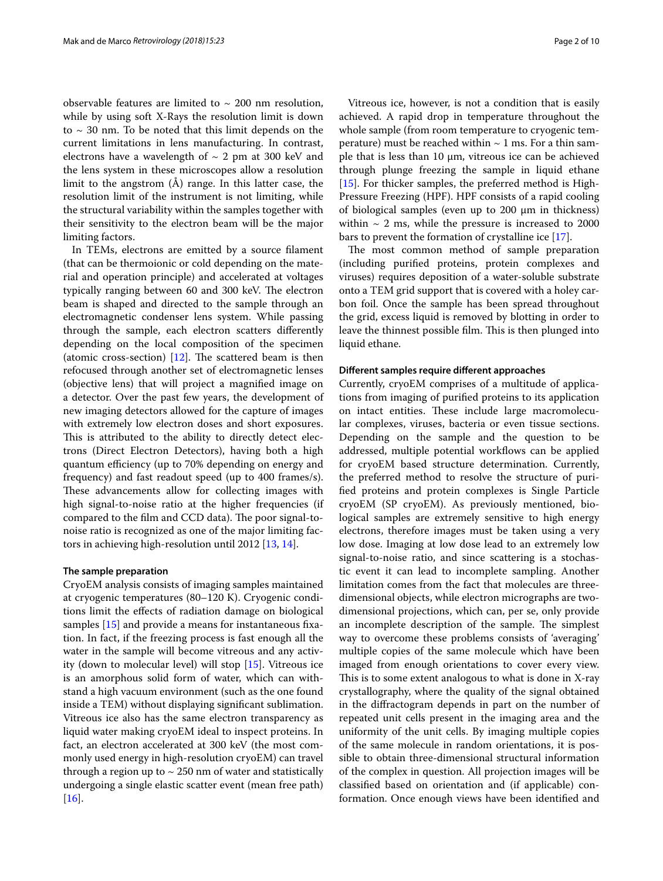observable features are limited to ~ 200 nm resolution, while by using soft X-Rays the resolution limit is down to ~ 30 nm. To be noted that this limit depends on the current limitations in lens manufacturing. In contrast, electrons have a wavelength of ~ 2 pm at 300 keV and the lens system in these microscopes allow a resolution limit to the angstrom (Å) range. In this latter case, the resolution limit of the instrument is not limiting, while the structural variability within the samples together with their sensitivity to the electron beam will be the major limiting factors.

In TEMs, electrons are emitted by a source filament (that can be thermoionic or cold depending on the material and operation principle) and accelerated at voltages typically ranging between 60 and 300 keV. The electron beam is shaped and directed to the sample through an electromagnetic condenser lens system. While passing through the sample, each electron scatters differently depending on the local composition of the specimen (atomic cross-section) [12]. The scattered beam is then refocused through another set of electromagnetic lenses (objective lens) that will project a magnified image on a detector. Over the past few years, the development of new imaging detectors allowed for the capture of images with extremely low electron doses and short exposures. This is attributed to the ability to directly detect electrons (Direct Electron Detectors), having both a high quantum efficiency (up to 70% depending on energy and frequency) and fast readout speed (up to 400 frames/s). These advancements allow for collecting images with high signal-to-noise ratio at the higher frequencies (if compared to the film and CCD data). The poor signal-to-noise ratio is recognized as one of the major limiting factors in achieving high-resolution until 2012 [13, 14].

### The sample preparation

CryoEM analysis consists of imaging samples maintained at cryogenic temperatures (80–120 K). Cryogenic conditions limit the effects of radiation damage on biological samples [15] and provide a means for instantaneous fixation. In fact, if the freezing process is fast enough all the water in the sample will become vitreous and any activity (down to molecular level) will stop [15]. Vitreous ice is an amorphous solid form of water, which can withstand a high vacuum environment (such as the one found inside a TEM) without displaying significant sublimation. Vitreous ice also has the same electron transparency as liquid water making cryoEM ideal to inspect proteins. In fact, an electron accelerated at 300 keV (the most commonly used energy in high-resolution cryoEM) can travel through a region up to ~ 250 nm of water and statistically undergoing a single elastic scatter event (mean free path) [16].

Vitreous ice, however, is not a condition that is easily achieved. A rapid drop in temperature throughout the whole sample (from room temperature to cryogenic temperature) must be reached within ~ 1 ms. For a thin sample that is less than 10 µm, vitreous ice can be achieved through plunge freezing the sample in liquid ethane [15]. For thicker samples, the preferred method is High-Pressure Freezing (HPF). HPF consists of a rapid cooling of biological samples (even up to 200 µm in thickness) within ~ 2 ms, while the pressure is increased to 2000 bars to prevent the formation of crystalline ice [17].

The most common method of sample preparation (including purified proteins, protein complexes and viruses) requires deposition of a water-soluble substrate onto a TEM grid support that is covered with a holey carbon foil. Once the sample has been spread throughout the grid, excess liquid is removed by blotting in order to leave the thinnest possible film. This is then plunged into liquid ethane.

### Different samples require different approaches

Currently, cryoEM comprises of a multitude of applications from imaging of purified proteins to its application on intact entities. These include large macromolecular complexes, viruses, bacteria or even tissue sections. Depending on the sample and the question to be addressed, multiple potential workflows can be applied for cryoEM based structure determination. Currently, the preferred method to resolve the structure of purified proteins and protein complexes is Single Particle cryoEM (SP cryoEM). As previously mentioned, biological samples are extremely sensitive to high energy electrons, therefore images must be taken using a very low dose. Imaging at low dose lead to an extremely low signal-to-noise ratio, and since scattering is a stochastic event it can lead to incomplete sampling. Another limitation comes from the fact that molecules are three-dimensional objects, while electron micrographs are two-dimensional projections, which can, per se, only provide an incomplete description of the sample. The simplest way to overcome these problems consists of 'averaging' multiple copies of the same molecule which have been imaged from enough orientations to cover every view. This is to some extent analogous to what is done in X-ray crystallography, where the quality of the signal obtained in the diffractogram depends in part on the number of repeated unit cells present in the imaging area and the uniformity of the unit cells. By imaging multiple copies of the same molecule in random orientations, it is possible to obtain three-dimensional structural information of the complex in question. All projection images will be classified based on orientation and (if applicable) conformation. Once enough views have been identified and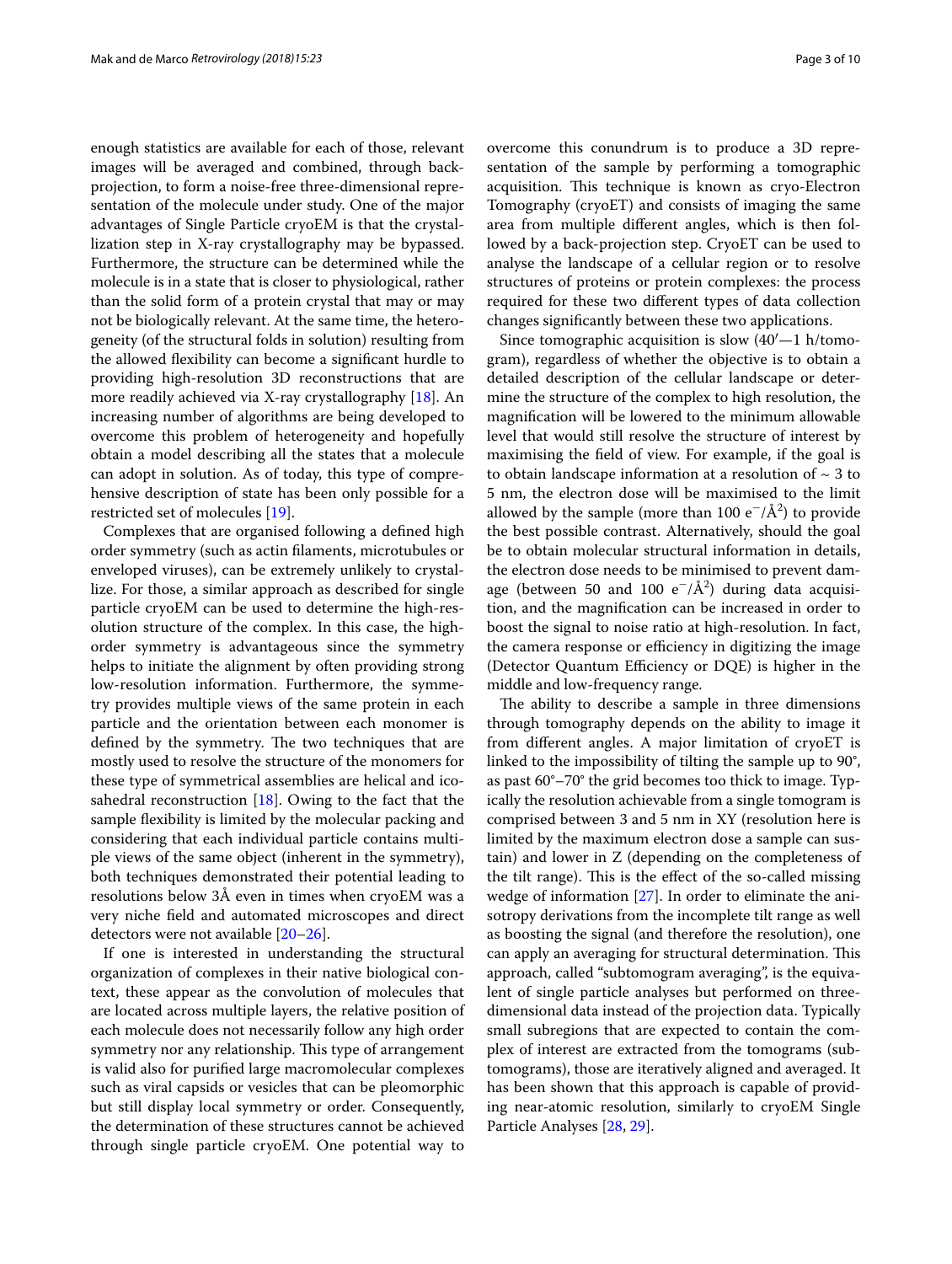enough statistics are available for each of those, relevant images will be averaged and combined, through back-projection, to form a noise-free three-dimensional representation of the molecule under study. One of the major advantages of Single Particle cryoEM is that the crystallization step in X-ray crystallography may be bypassed. Furthermore, the structure can be determined while the molecule is in a state that is closer to physiological, rather than the solid form of a protein crystal that may or may not be biologically relevant. At the same time, the heterogeneity (of the structural folds in solution) resulting from the allowed flexibility can become a significant hurdle to providing high-resolution 3D reconstructions that are more readily achieved via X-ray crystallography [18]. An increasing number of algorithms are being developed to overcome this problem of heterogeneity and hopefully obtain a model describing all the states that a molecule can adopt in solution. As of today, this type of comprehensive description of state has been only possible for a restricted set of molecules [19].

Complexes that are organised following a defined high order symmetry (such as actin filaments, microtubules or enveloped viruses), can be extremely unlikely to crystallize. For those, a similar approach as described for single particle cryoEM can be used to determine the high-resolution structure of the complex. In this case, the high-order symmetry is advantageous since the symmetry helps to initiate the alignment by often providing strong low-resolution information. Furthermore, the symmetry provides multiple views of the same protein in each particle and the orientation between each monomer is defined by the symmetry. The two techniques that are mostly used to resolve the structure of the monomers for these type of symmetrical assemblies are helical and icosahedral reconstruction [18]. Owing to the fact that the sample flexibility is limited by the molecular packing and considering that each individual particle contains multiple views of the same object (inherent in the symmetry), both techniques demonstrated their potential leading to resolutions below 3Å even in times when cryoEM was a very niche field and automated microscopes and direct detectors were not available [20–26].

If one is interested in understanding the structural organization of complexes in their native biological context, these appear as the convolution of molecules that are located across multiple layers, the relative position of each molecule does not necessarily follow any high order symmetry nor any relationship. This type of arrangement is valid also for purified large macromolecular complexes such as viral capsids or vesicles that can be pleomorphic but still display local symmetry or order. Consequently, the determination of these structures cannot be achieved through single particle cryoEM. One potential way to overcome this conundrum is to produce a 3D representation of the sample by performing a tomographic acquisition. This technique is known as cryo-Electron Tomography (cryoET) and consists of imaging the same area from multiple different angles, which is then followed by a back-projection step. CryoET can be used to analyse the landscape of a cellular region or to resolve structures of proteins or protein complexes: the process required for these two different types of data collection changes significantly between these two applications.

Since tomographic acquisition is slow (40′—1 h/tomogram), regardless of whether the objective is to obtain a detailed description of the cellular landscape or determine the structure of the complex to high resolution, the magnification will be lowered to the minimum allowable level that would still resolve the structure of interest by maximising the field of view. For example, if the goal is to obtain landscape information at a resolution of ~ 3 to 5 nm, the electron dose will be maximised to the limit allowed by the sample (more than 100 $e^-/Å^2$) to provide the best possible contrast. Alternatively, should the goal be to obtain molecular structural information in details, the electron dose needs to be minimised to prevent damage (between 50 and 100 $e^-/Å^2$) during data acquisition, and the magnification can be increased in order to boost the signal to noise ratio at high-resolution. In fact, the camera response or efficiency in digitizing the image (Detector Quantum Efficiency or DQE) is higher in the middle and low-frequency range.

The ability to describe a sample in three dimensions through tomography depends on the ability to image it from different angles. A major limitation of cryoET is linked to the impossibility of tilting the sample up to 90°, as past 60°–70° the grid becomes too thick to image. Typically the resolution achievable from a single tomogram is comprised between 3 and 5 nm in XY (resolution here is limited by the maximum electron dose a sample can sustain) and lower in Z (depending on the completeness of the tilt range). This is the effect of the so-called missing wedge of information [27]. In order to eliminate the anisotropy derivations from the incomplete tilt range as well as boosting the signal (and therefore the resolution), one can apply an averaging for structural determination. This approach, called "subtomogram averaging", is the equivalent of single particle analyses but performed on three-dimensional data instead of the projection data. Typically small subregions that are expected to contain the complex of interest are extracted from the tomograms (subtomograms), those are iteratively aligned and averaged. It has been shown that this approach is capable of providing near-atomic resolution, similarly to cryoEM Single Particle Analyses [28, 29].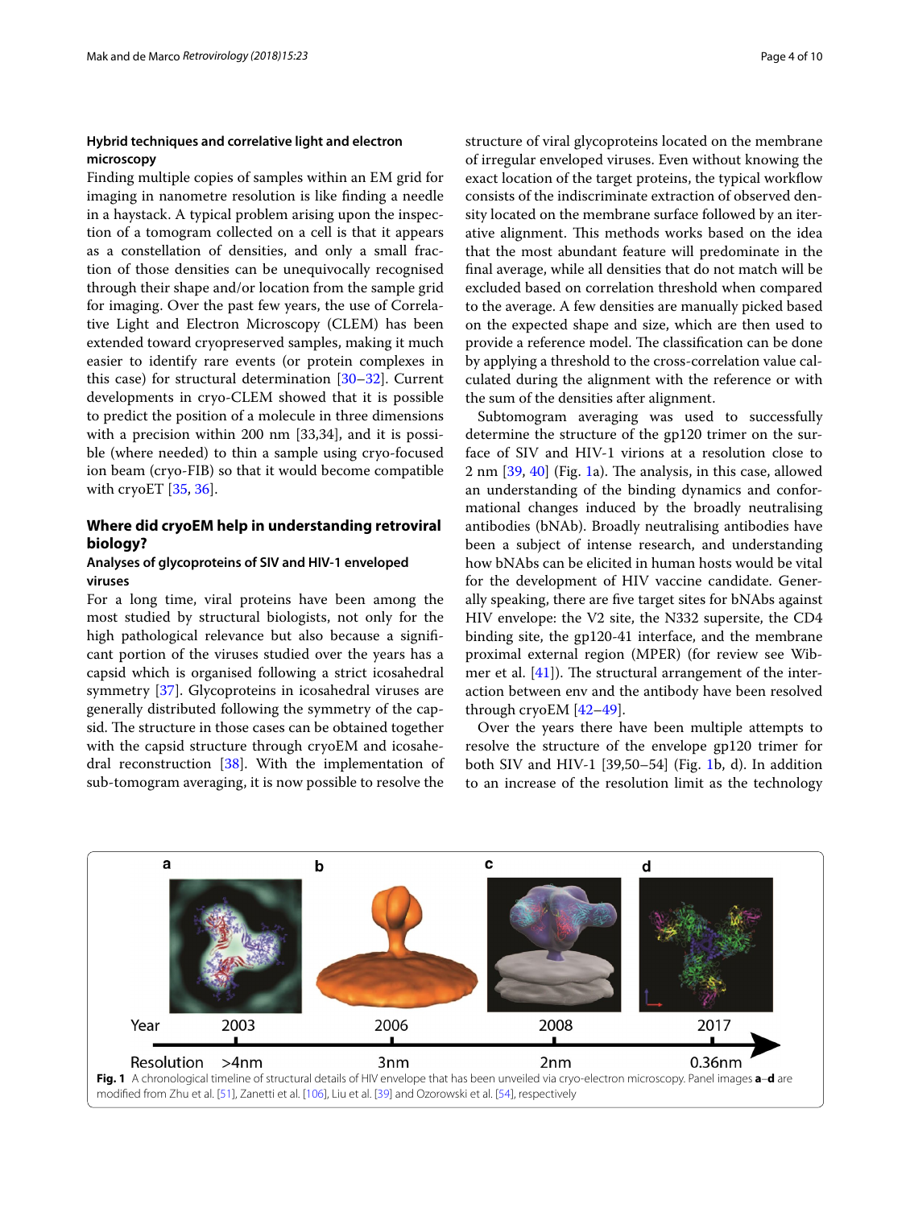### Hybrid techniques and correlative light and electron microscopy

Finding multiple copies of samples within an EM grid for imaging in nanometre resolution is like finding a needle in a haystack. A typical problem arising upon the inspection of a tomogram collected on a cell is that it appears as a constellation of densities, and only a small fraction of those densities can be unequivocally recognised through their shape and/or location from the sample grid for imaging. Over the past few years, the use of Correlative Light and Electron Microscopy (CLEM) has been extended toward cryopreserved samples, making it much easier to identify rare events (or protein complexes in this case) for structural determination [30–32]. Current developments in cryo-CLEM showed that it is possible to predict the position of a molecule in three dimensions with a precision within 200 nm [33,34], and it is possible (where needed) to thin a sample using cryo-focused ion beam (cryo-FIB) so that it would become compatible with cryoET [35, 36].

## Where did cryoEM help in understanding retroviral biology?

### Analyses of glycoproteins of SIV and HIV-1 enveloped viruses

For a long time, viral proteins have been among the most studied by structural biologists, not only for the high pathological relevance but also because a significant portion of the viruses studied over the years has a capsid which is organised following a strict icosahedral symmetry [37]. Glycoproteins in icosahedral viruses are generally distributed following the symmetry of the capsid. The structure in those cases can be obtained together with the capsid structure through cryoEM and icosahedral reconstruction [38]. With the implementation of sub-tomogram averaging, it is now possible to resolve the structure of viral glycoproteins located on the membrane of irregular enveloped viruses. Even without knowing the exact location of the target proteins, the typical workflow consists of the indiscriminate extraction of observed density located on the membrane surface followed by an iterative alignment. This methods works based on the idea that the most abundant feature will predominate in the final average, while all densities that do not match will be excluded based on correlation threshold when compared to the average. A few densities are manually picked based on the expected shape and size, which are then used to provide a reference model. The classification can be done by applying a threshold to the cross-correlation value calculated during the alignment with the reference or with the sum of the densities after alignment.

Subtomogram averaging was used to successfully determine the structure of the gp120 trimer on the surface of SIV and HIV-1 virions at a resolution close to 2 nm [39, 40] (Fig. 1a). The analysis, in this case, allowed an understanding of the binding dynamics and conformational changes induced by the broadly neutralising antibodies (bNAb). Broadly neutralising antibodies have been a subject of intense research, and understanding how bNAbs can be elicited in human hosts would be vital for the development of HIV vaccine candidate. Generally speaking, there are five target sites for bNAbs against HIV envelope: the V2 site, the N332 supersite, the CD4 binding site, the gp120-41 interface, and the membrane proximal external region (MPER) (for review see Wibmer et al. [41]). The structural arrangement of the interaction between env and the antibody have been resolved through cryoEM [42–49].

Over the years there have been multiple attempts to resolve the structure of the envelope gp120 trimer for both SIV and HIV-1 [39,50–54] (Fig. 1b, d). In addition to an increase of the resolution limit as the technology

**Fig. 1** A chronological timeline of structural details of HIV envelope that has been unveiled via cryo-electron microscopy. Panel images **a**–**d** are modified from Zhu et al. [51], Zanetti et al. [106], Liu et al. [39] and Ozorowski et al. [54], respectively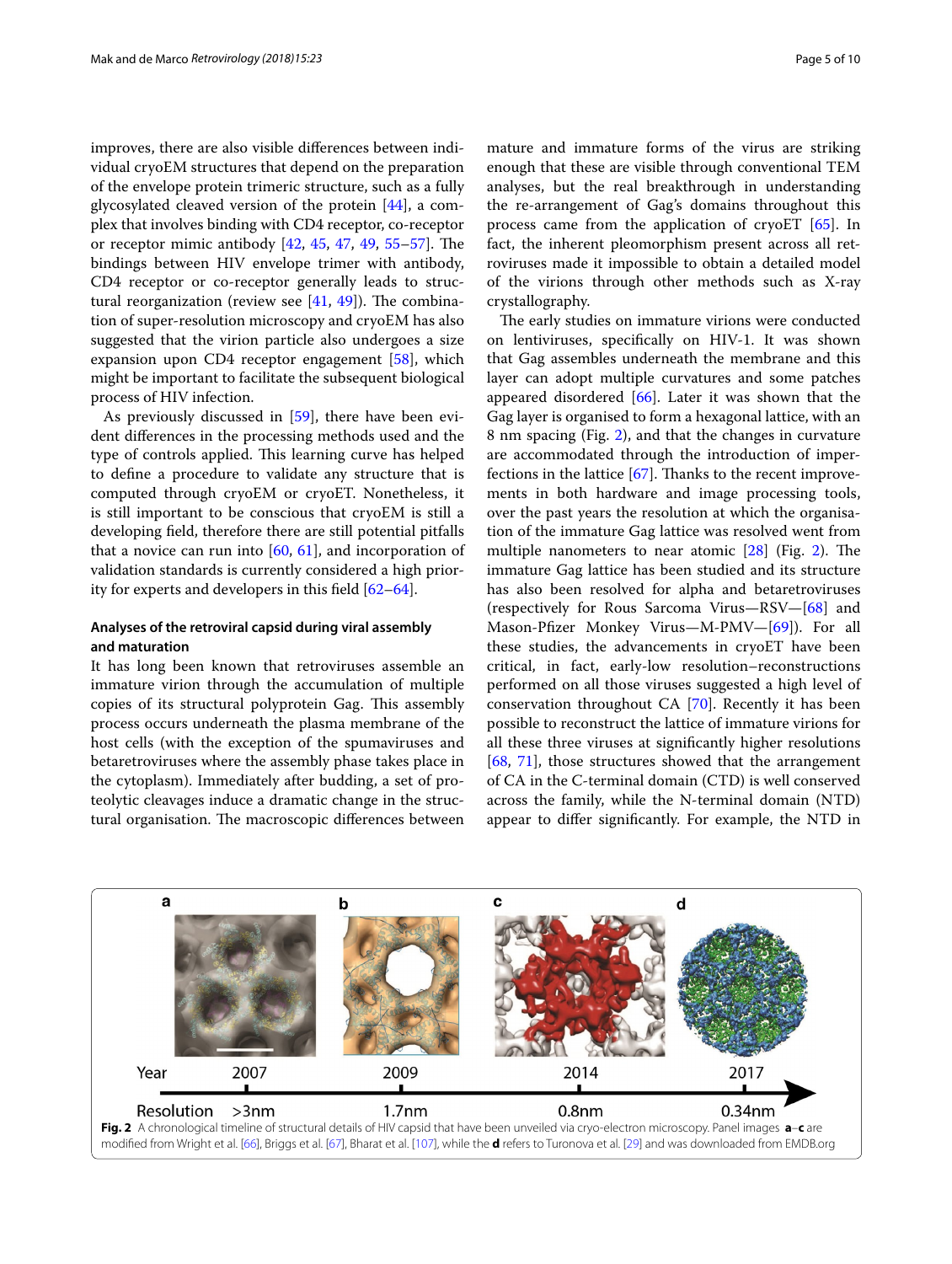improves, there are also visible differences between individual cryoEM structures that depend on the preparation of the envelope protein trimeric structure, such as a fully glycosylated cleaved version of the protein [44], a complex that involves binding with CD4 receptor, co-receptor or receptor mimic antibody [42, 45, 47, 49, 55–57]. The bindings between HIV envelope trimer with antibody, CD4 receptor or co-receptor generally leads to structural reorganization (review see [41, 49]). The combination of super-resolution microscopy and cryoEM has also suggested that the virion particle also undergoes a size expansion upon CD4 receptor engagement [58], which might be important to facilitate the subsequent biological process of HIV infection.

As previously discussed in [59], there have been evident differences in the processing methods used and the type of controls applied. This learning curve has helped to define a procedure to validate any structure that is computed through cryoEM or cryoET. Nonetheless, it is still important to be conscious that cryoEM is still a developing field, therefore there are still potential pitfalls that a novice can run into [60, 61], and incorporation of validation standards is currently considered a high priority for experts and developers in this field [62–64].

### Analyses of the retroviral capsid during viral assembly and maturation

It has long been known that retroviruses assemble an immature virion through the accumulation of multiple copies of its structural polyprotein Gag. This assembly process occurs underneath the plasma membrane of the host cells (with the exception of the spumaviruses and betaretroviruses where the assembly phase takes place in the cytoplasm). Immediately after budding, a set of proteolytic cleavages induce a dramatic change in the structural organisation. The macroscopic differences between mature and immature forms of the virus are striking enough that these are visible through conventional TEM analyses, but the real breakthrough in understanding the re-arrangement of Gag's domains throughout this process came from the application of cryoET [65]. In fact, the inherent pleomorphism present across all retroviruses made it impossible to obtain a detailed model of the virions through other methods such as X-ray crystallography.

The early studies on immature virions were conducted on lentiviruses, specifically on HIV-1. It was shown that Gag assembles underneath the membrane and this layer can adopt multiple curvatures and some patches appeared disordered [66]. Later it was shown that the Gag layer is organised to form a hexagonal lattice, with an 8 nm spacing (Fig. 2), and that the changes in curvature are accommodated through the introduction of imperfections in the lattice [67]. Thanks to the recent improvements in both hardware and image processing tools, over the past years the resolution at which the organisation of the immature Gag lattice was resolved went from multiple nanometers to near atomic [28] (Fig. 2). The immature Gag lattice has been studied and its structure has also been resolved for alpha and betaretroviruses (respectively for Rous Sarcoma Virus—RSV—[68] and Mason-Pfizer Monkey Virus—M-PMV—[69]). For all these studies, the advancements in cryoET have been critical, in fact, early-low resolution–reconstructions performed on all those viruses suggested a high level of conservation throughout CA [70]. Recently it has been possible to reconstruct the lattice of immature virions for all these three viruses at significantly higher resolutions [68, 71], those structures showed that the arrangement of CA in the C-terminal domain (CTD) is well conserved across the family, while the N-terminal domain (NTD) appear to differ significantly. For example, the NTD in

**Fig. 2** A chronological timeline of structural details of HIV capsid that have been unveiled via cryo-electron microscopy. Panel images **a**–**c** are modified from Wright et al. [66], Briggs et al. [67], Bharat et al. [107], while the **d** refers to Turonova et al. [29] and was downloaded from EMDB.org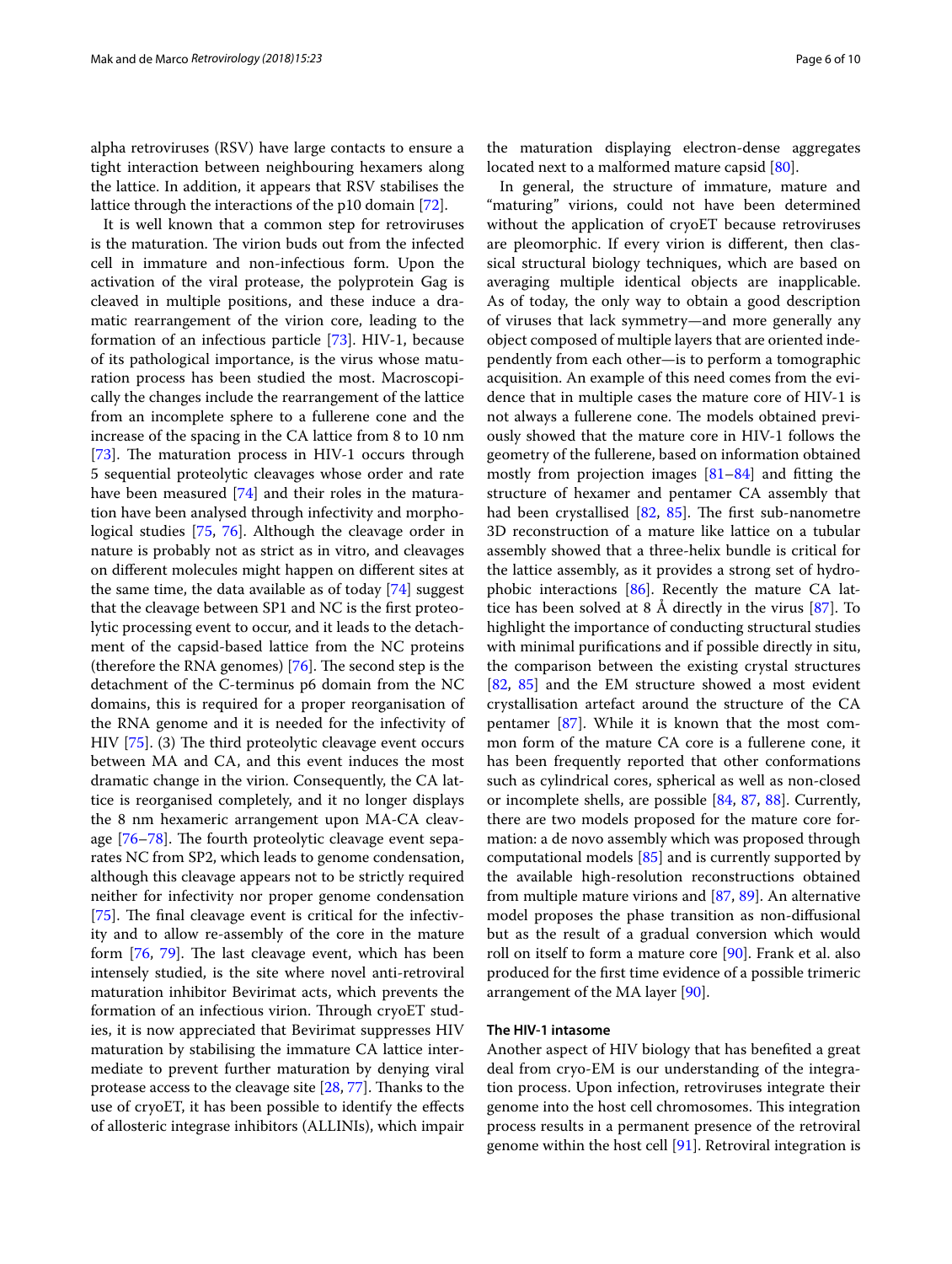alpha retroviruses (RSV) have large contacts to ensure a tight interaction between neighbouring hexamers along the lattice. In addition, it appears that RSV stabilises the lattice through the interactions of the p10 domain [72].

It is well known that a common step for retroviruses is the maturation. The virion buds out from the infected cell in immature and non-infectious form. Upon the activation of the viral protease, the polyprotein Gag is cleaved in multiple positions, and these induce a dramatic rearrangement of the virion core, leading to the formation of an infectious particle [73]. HIV-1, because of its pathological importance, is the virus whose maturation process has been studied the most. Macroscopically the changes include the rearrangement of the lattice from an incomplete sphere to a fullerene cone and the increase of the spacing in the CA lattice from 8 to 10 nm [73]. The maturation process in HIV-1 occurs through 5 sequential proteolytic cleavages whose order and rate have been measured [74] and their roles in the maturation have been analysed through infectivity and morphological studies [75, 76]. Although the cleavage order in nature is probably not as strict as in vitro, and cleavages on different molecules might happen on different sites at the same time, the data available as of today [74] suggest that the cleavage between SP1 and NC is the first proteolytic processing event to occur, and it leads to the detachment of the capsid-based lattice from the NC proteins (therefore the RNA genomes) [76]. The second step is the detachment of the C-terminus p6 domain from the NC domains, this is required for a proper reorganisation of the RNA genome and it is needed for the infectivity of HIV [75]. (3) The third proteolytic cleavage event occurs between MA and CA, and this event induces the most dramatic change in the virion. Consequently, the CA lattice is reorganised completely, and it no longer displays the 8 nm hexameric arrangement upon MA-CA cleavage [76–78]. The fourth proteolytic cleavage event separates NC from SP2, which leads to genome condensation, although this cleavage appears not to be strictly required neither for infectivity nor proper genome condensation [75]. The final cleavage event is critical for the infectivity and to allow re-assembly of the core in the mature form [76, 79]. The last cleavage event, which has been intensely studied, is the site where novel anti-retroviral maturation inhibitor Bevirimat acts, which prevents the formation of an infectious virion. Through cryoET studies, it is now appreciated that Bevirimat suppresses HIV maturation by stabilising the immature CA lattice intermediate to prevent further maturation by denying viral protease access to the cleavage site [28, 77]. Thanks to the use of cryoET, it has been possible to identify the effects of allosteric integrase inhibitors (ALLINIs), which impair the maturation displaying electron-dense aggregates located next to a malformed mature capsid [80].

In general, the structure of immature, mature and "maturing" virions, could not have been determined without the application of cryoET because retroviruses are pleomorphic. If every virion is different, then classical structural biology techniques, which are based on averaging multiple identical objects are inapplicable. As of today, the only way to obtain a good description of viruses that lack symmetry—and more generally any object composed of multiple layers that are oriented independently from each other—is to perform a tomographic acquisition. An example of this need comes from the evidence that in multiple cases the mature core of HIV-1 is not always a fullerene cone. The models obtained previously showed that the mature core in HIV-1 follows the geometry of the fullerene, based on information obtained mostly from projection images [81–84] and fitting the structure of hexamer and pentamer CA assembly that had been crystallised [82, 85]. The first sub-nanometre 3D reconstruction of a mature like lattice on a tubular assembly showed that a three-helix bundle is critical for the lattice assembly, as it provides a strong set of hydrophobic interactions [86]. Recently the mature CA lattice has been solved at 8 Å directly in the virus [87]. To highlight the importance of conducting structural studies with minimal purifications and if possible directly in situ, the comparison between the existing crystal structures [82, 85] and the EM structure showed a most evident crystallisation artefact around the structure of the CA pentamer [87]. While it is known that the most common form of the mature CA core is a fullerene cone, it has been frequently reported that other conformations such as cylindrical cores, spherical as well as non-closed or incomplete shells, are possible [84, 87, 88]. Currently, there are two models proposed for the mature core formation: a de novo assembly which was proposed through computational models [85] and is currently supported by the available high-resolution reconstructions obtained from multiple mature virions and [87, 89]. An alternative model proposes the phase transition as non-diffusional but as the result of a gradual conversion which would roll on itself to form a mature core [90]. Frank et al. also produced for the first time evidence of a possible trimeric arrangement of the MA layer [90].

## The HIV-1 intasome

Another aspect of HIV biology that has benefited a great deal from cryo-EM is our understanding of the integration process. Upon infection, retroviruses integrate their genome into the host cell chromosomes. This integration process results in a permanent presence of the retroviral genome within the host cell [91]. Retroviral integration is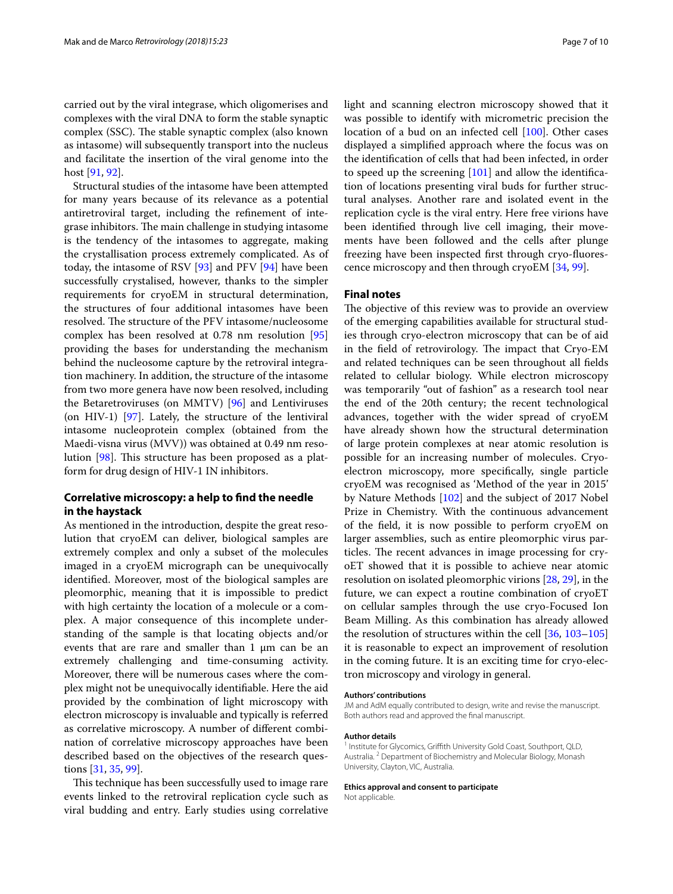carried out by the viral integrase, which oligomerises and complexes with the viral DNA to form the stable synaptic complex (SSC). The stable synaptic complex (also known as intasome) will subsequently transport into the nucleus and facilitate the insertion of the viral genome into the host [91, 92].

Structural studies of the intasome have been attempted for many years because of its relevance as a potential antiretroviral target, including the refinement of integrase inhibitors. The main challenge in studying intasome is the tendency of the intasomes to aggregate, making the crystallisation process extremely complicated. As of today, the intasome of RSV [93] and PFV [94] have been successfully crystalised, however, thanks to the simpler requirements for cryoEM in structural determination, the structures of four additional intasomes have been resolved. The structure of the PFV intasome/nucleosome complex has been resolved at 0.78 nm resolution [95] providing the bases for understanding the mechanism behind the nucleosome capture by the retroviral integration machinery. In addition, the structure of the intasome from two more genera have now been resolved, including the Betaretroviruses (on MMTV) [96] and Lentiviruses (on HIV-1) [97]. Lately, the structure of the lentiviral intasome nucleoprotein complex (obtained from the Maedi-visna virus (MVV)) was obtained at 0.49 nm resolution [98]. This structure has been proposed as a platform for drug design of HIV-1 IN inhibitors.

## Correlative microscopy: a help to find the needle in the haystack

As mentioned in the introduction, despite the great resolution that cryoEM can deliver, biological samples are extremely complex and only a subset of the molecules imaged in a cryoEM micrograph can be unequivocally identified. Moreover, most of the biological samples are pleomorphic, meaning that it is impossible to predict with high certainty the location of a molecule or a complex. A major consequence of this incomplete understanding of the sample is that locating objects and/or events that are rare and smaller than 1 µm can be an extremely challenging and time-consuming activity. Moreover, there will be numerous cases where the complex might not be unequivocally identifiable. Here the aid provided by the combination of light microscopy with electron microscopy is invaluable and typically is referred as correlative microscopy. A number of different combination of correlative microscopy approaches have been described based on the objectives of the research questions [31, 35, 99].

This technique has been successfully used to image rare events linked to the retroviral replication cycle such as viral budding and entry. Early studies using correlative light and scanning electron microscopy showed that it was possible to identify with micrometric precision the location of a bud on an infected cell [100]. Other cases displayed a simplified approach where the focus was on the identification of cells that had been infected, in order to speed up the screening [101] and allow the identification of locations presenting viral buds for further structural analyses. Another rare and isolated event in the replication cycle is the viral entry. Here free virions have been identified through live cell imaging, their movements have been followed and the cells after plunge freezing have been inspected first through cryo-fluorescence microscopy and then through cryoEM [34, 99].

## Final notes

The objective of this review was to provide an overview of the emerging capabilities available for structural studies through cryo-electron microscopy that can be of aid in the field of retrovirology. The impact that Cryo-EM and related techniques can be seen throughout all fields related to cellular biology. While electron microscopy was temporarily "out of fashion" as a research tool near the end of the 20th century; the recent technological advances, together with the wider spread of cryoEM have already shown how the structural determination of large protein complexes at near atomic resolution is possible for an increasing number of molecules. Cryo-electron microscopy, more specifically, single particle cryoEM was recognised as 'Method of the year in 2015' by Nature Methods [102] and the subject of 2017 Nobel Prize in Chemistry. With the continuous advancement of the field, it is now possible to perform cryoEM on larger assemblies, such as entire pleomorphic virus particles. The recent advances in image processing for cryoET showed that it is possible to achieve near atomic resolution on isolated pleomorphic virions [28, 29], in the future, we can expect a routine combination of cryoET on cellular samples through the use cryo-Focused Ion Beam Milling. As this combination has already allowed the resolution of structures within the cell [36, 103–105] it is reasonable to expect an improvement of resolution in the coming future. It is an exciting time for cryo-electron microscopy and virology in general.

#### Authors' contributions

JM and AdM equally contributed to design, write and revise the manuscript. Both authors read and approved the final manuscript.

#### Author details

[1] Institute for Glycomics, Griffith University Gold Coast, Southport, QLD, Australia. [2] Department of Biochemistry and Molecular Biology, Monash University, Clayton, VIC, Australia.

#### Ethics approval and consent to participate

Not applicable.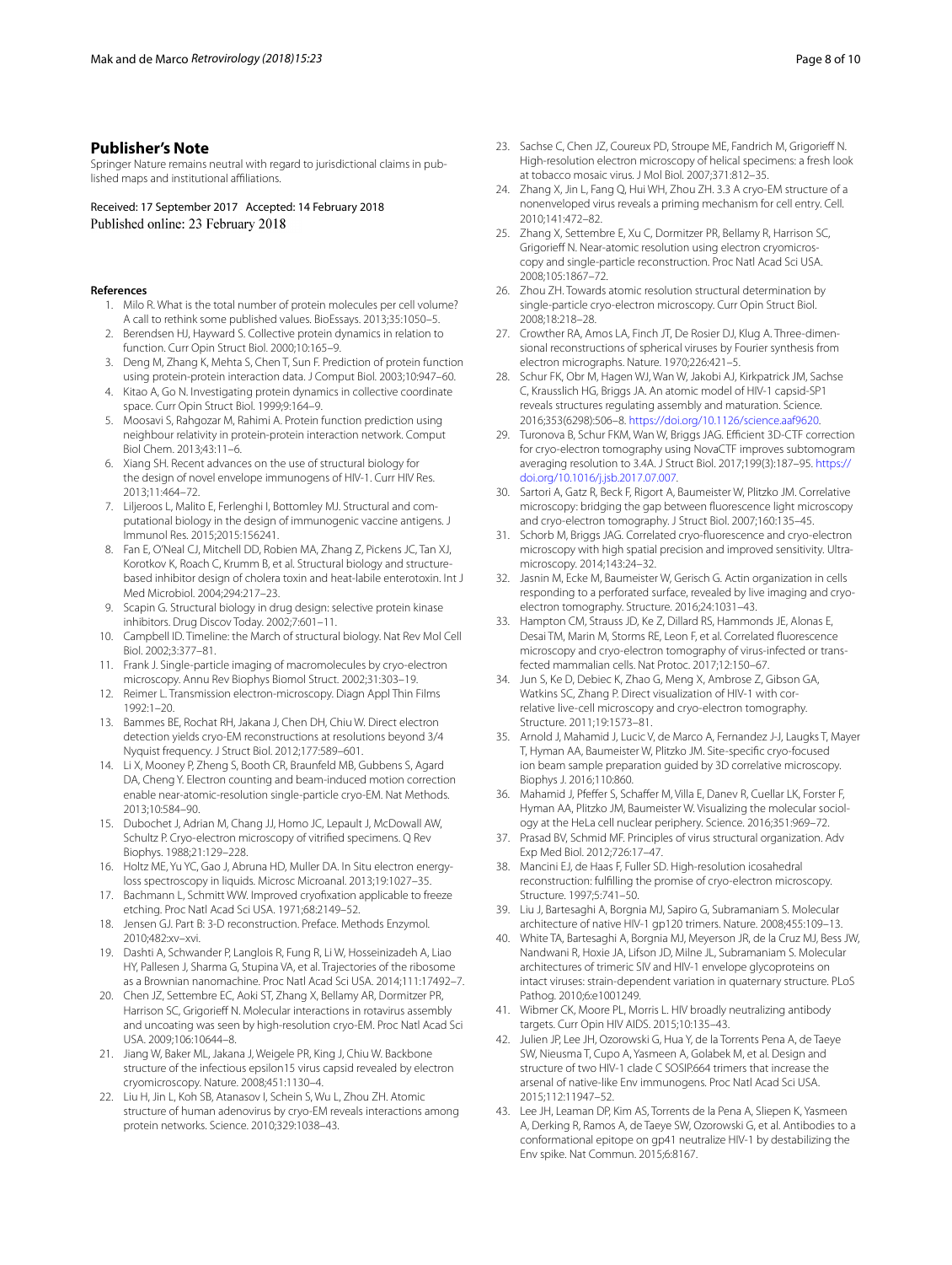## Publisher's Note

Springer Nature remains neutral with regard to jurisdictional claims in published maps and institutional affiliations.

Received: 17 September 2017 Accepted: 14 February 2018
Published online: 23 February 2018

### References

1. Milo R. What is the total number of protein molecules per cell volume? A call to rethink some published values. BioEssays. 2013;35:1050–5.
2. Berendsen HJ, Hayward S. Collective protein dynamics in relation to function. Curr Opin Struct Biol. 2000;10:165–9.
3. Deng M, Zhang K, Mehta S, Chen T, Sun F. Prediction of protein function using protein-protein interaction data. J Comput Biol. 2003;10:947–60.
4. Kitao A, Go N. Investigating protein dynamics in collective coordinate space. Curr Opin Struct Biol. 1999;9:164–9.
5. Moosavi S, Rahgozar M, Rahimi A. Protein function prediction using neighbour relativity in protein-protein interaction network. Comput Biol Chem. 2013;43:11–6.
6. Xiang SH. Recent advances on the use of structural biology for the design of novel envelope immunogens of HIV-1. Curr HIV Res. 2013;11:464–72.
7. Liljeroos L, Malito E, Ferlenghi I, Bottomley MJ. Structural and computational biology in the design of immunogenic vaccine antigens. J Immunol Res. 2015;2015:156241.
8. Fan E, O'Neal CJ, Mitchell DD, Robien MA, Zhang Z, Pickens JC, Tan XJ, Korotkov K, Roach C, Krumm B, et al. Structural biology and structure-based inhibitor design of cholera toxin and heat-labile enterotoxin. Int J Med Microbiol. 2004;294:217–23.
9. Scapin G. Structural biology in drug design: selective protein kinase inhibitors. Drug Discov Today. 2002;7:601–11.
10. Campbell ID. Timeline: the March of structural biology. Nat Rev Mol Cell Biol. 2002;3:377–81.
11. Frank J. Single-particle imaging of macromolecules by cryo-electron microscopy. Annu Rev Biophys Biomol Struct. 2002;31:303–19.
12. Reimer L. Transmission electron-microscopy. Diagn Appl Thin Films 1992:1–20.
13. Bammes BE, Rochat RH, Jakana J, Chen DH, Chiu W. Direct electron detection yields cryo-EM reconstructions at resolutions beyond 3/4 Nyquist frequency. J Struct Biol. 2012;177:589–601.
14. Li X, Mooney P, Zheng S, Booth CR, Braunfeld MB, Gubbens S, Agard DA, Cheng Y. Electron counting and beam-induced motion correction enable near-atomic-resolution single-particle cryo-EM. Nat Methods. 2013;10:584–90.
15. Dubochet J, Adrian M, Chang JJ, Homo JC, Lepault J, McDowall AW, Schultz P. Cryo-electron microscopy of vitrified specimens. Q Rev Biophys. 1988;21:129–228.
16. Holtz ME, Yu YC, Gao J, Abruna HD, Muller DA. In Situ electron energy-loss spectroscopy in liquids. Microsc Microanal. 2013;19:1027–35.
17. Bachmann L, Schmitt WW. Improved cryofixation applicable to freeze etching. Proc Natl Acad Sci USA. 1971;68:2149–52.
18. Jensen GJ. Part B: 3-D reconstruction. Preface. Methods Enzymol. 2010;482:xv–xvi.
19. Dashti A, Schwander P, Langlois R, Fung R, Li W, Hosseinizadeh A, Liao HY, Pallesen J, Sharma G, Stupina VA, et al. Trajectories of the ribosome as a Brownian nanomachine. Proc Natl Acad Sci USA. 2014;111:17492–7.
20. Chen JZ, Settembre EC, Aoki ST, Zhang X, Bellamy AR, Dormitzer PR, Harrison SC, Grigorieff N. Molecular interactions in rotavirus assembly and uncoating was seen by high-resolution cryo-EM. Proc Natl Acad Sci USA. 2009;106:10644–8.
21. Jiang W, Baker ML, Jakana J, Weigele PR, King J, Chiu W. Backbone structure of the infectious epsilon15 virus capsid revealed by electron cryomicroscopy. Nature. 2008;451:1130–4.
22. Liu H, Jin L, Koh SB, Atanasov I, Schein S, Wu L, Zhou ZH. Atomic structure of human adenovirus by cryo-EM reveals interactions among protein networks. Science. 2010;329:1038–43.
23. Sachse C, Chen JZ, Coureux PD, Stroupe ME, Fandrich M, Grigorieff N. High-resolution electron microscopy of helical specimens: a fresh look at tobacco mosaic virus. J Mol Biol. 2007;371:812–35.
24. Zhang X, Jin L, Fang Q, Hui WH, Zhou ZH. 3.3 A cryo-EM structure of a nonenveloped virus reveals a priming mechanism for cell entry. Cell. 2010;141:472–82.
25. Zhang X, Settembre E, Xu C, Dormitzer PR, Bellamy R, Harrison SC, Grigorieff N. Near-atomic resolution using electron cryomicroscopy and single-particle reconstruction. Proc Natl Acad Sci USA. 2008;105:1867–72.
26. Zhou ZH. Towards atomic resolution structural determination by single-particle cryo-electron microscopy. Curr Opin Struct Biol. 2008;18:218–28.
27. Crowther RA, Amos LA, Finch JT, De Rosier DJ, Klug A. Three-dimensional reconstructions of spherical viruses by Fourier synthesis from electron micrographs. Nature. 1970;226:421–5.
28. Schur FK, Obr M, Hagen WJ, Wan W, Jakobi AJ, Kirkpatrick JM, Sachse C, Krausslich HG, Briggs JA. An atomic model of HIV-1 capsid-SP1 reveals structures regulating assembly and maturation. Science. 2016;353(6298):506–8. https://doi.org/10.1126/science.aaf9620.
29. Turonova B, Schur FKM, Wan W, Briggs JAG. Efficient 3D-CTF correction for cryo-electron tomography using NovaCTF improves subtomogram averaging resolution to 3.4A. J Struct Biol. 2017;199(3):187–95. https://doi.org/10.1016/j.jsb.2017.07.007.
30. Sartori A, Gatz R, Beck F, Rigort A, Baumeister W, Plitzko JM. Correlative microscopy: bridging the gap between fluorescence light microscopy and cryo-electron tomography. J Struct Biol. 2007;160:135–45.
31. Schorb M, Briggs JAG. Correlated cryo-fluorescence and cryo-electron microscopy with high spatial precision and improved sensitivity. Ultramicroscopy. 2014;143:24–32.
32. Jasnin M, Ecke M, Baumeister W, Gerisch G. Actin organization in cells responding to a perforated surface, revealed by live imaging and cryo-electron tomography. Structure. 2016;24:1031–43.
33. Hampton CM, Strauss JD, Ke Z, Dillard RS, Hammonds JE, Alonas E, Desai TM, Marin M, Storms RE, Leon F, et al. Correlated fluorescence microscopy and cryo-electron tomography of virus-infected or transfected mammalian cells. Nat Protoc. 2017;12:150–67.
34. Jun S, Ke D, Debiec K, Zhao G, Meng X, Ambrose Z, Gibson GA, Watkins SC, Zhang P. Direct visualization of HIV-1 with correlative live-cell microscopy and cryo-electron tomography. Structure. 2011;19:1573–81.
35. Arnold J, Mahamid J, Lucic V, de Marco A, Fernandez J-J, Laugks T, Mayer T, Hyman AA, Baumeister W, Plitzko JM. Site-specific cryo-focused ion beam sample preparation guided by 3D correlative microscopy. Biophys J. 2016;110:860.
36. Mahamid J, Pfeffer S, Schaffer M, Villa E, Danev R, Cuellar LK, Forster F, Hyman AA, Plitzko JM, Baumeister W. Visualizing the molecular sociology at the HeLa cell nuclear periphery. Science. 2016;351:969–72.
37. Prasad BV, Schmid MF. Principles of virus structural organization. Adv Exp Med Biol. 2012;726:17–47.
38. Mancini EJ, de Haas F, Fuller SD. High-resolution icosahedral reconstruction: fulfilling the promise of cryo-electron microscopy. Structure. 1997;5:741–50.
39. Liu J, Bartesaghi A, Borgnia MJ, Sapiro G, Subramaniam S. Molecular architecture of native HIV-1 gp120 trimers. Nature. 2008;455:109–13.
40. White TA, Bartesaghi A, Borgnia MJ, Meyerson JR, de la Cruz MJ, Bess JW, Nandwani R, Hoxie JA, Lifson JD, Milne JL, Subramaniam S. Molecular architectures of trimeric SIV and HIV-1 envelope glycoproteins on intact viruses: strain-dependent variation in quaternary structure. PLoS Pathog. 2010;6:e1001249.
41. Wibmer CK, Moore PL, Morris L. HIV broadly neutralizing antibody targets. Curr Opin HIV AIDS. 2015;10:135–43.
42. Julien JP, Lee JH, Ozorowski G, Hua Y, de la Torrents Pena A, de Taeye SW, Nieusma T, Cupo A, Yasmeen A, Golabek M, et al. Design and structure of two HIV-1 clade C SOSIP.664 trimers that increase the arsenal of native-like Env immunogens. Proc Natl Acad Sci USA. 2015;112:11947–52.
43. Lee JH, Leaman DP, Kim AS, Torrents de la Pena A, Sliepen K, Yasmeen A, Derking R, Ramos A, de Taeye SW, Ozorowski G, et al. Antibodies to a conformational epitope on gp41 neutralize HIV-1 by destabilizing the Env spike. Nat Commun. 2015;6:8167.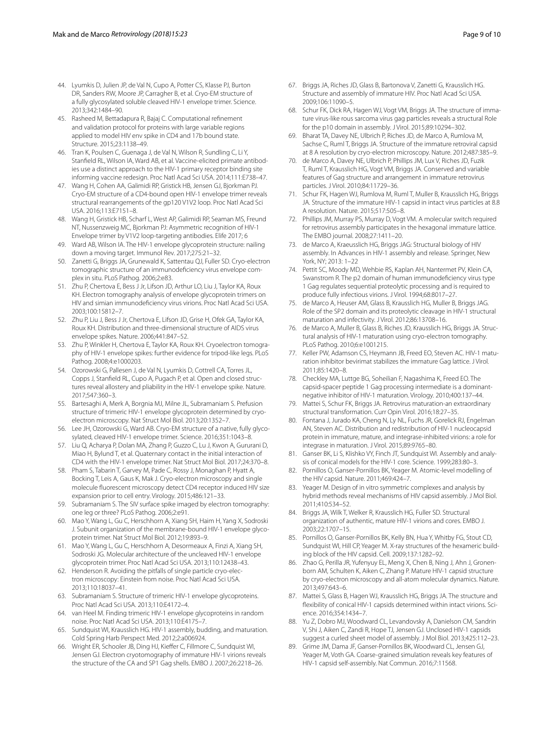44. Lyumkis D, Julien JP, de Val N, Cupo A, Potter CS, Klasse PJ, Burton DR, Sanders RW, Moore JP, Carragher B, et al. Cryo-EM structure of a fully glycosylated soluble cleaved HIV-1 envelope trimer. Science. 2013;342:1484–90.
45. Rasheed M, Bettadapura R, Bajaj C. Computational refinement and validation protocol for proteins with large variable regions applied to model HIV env spike in CD4 and 17b bound state. Structure. 2015;23:1138–49.
46. Tran K, Poulsen C, Guenaga J, de Val N, Wilson R, Sundling C, Li Y, Stanfield RL, Wilson IA, Ward AB, et al. Vaccine-elicited primate antibodies use a distinct approach to the HIV-1 primary receptor binding site informing vaccine redesign. Proc Natl Acad Sci USA. 2014;111:E738–47.
47. Wang H, Cohen AA, Galimidi RP, Gristick HB, Jensen GJ, Bjorkman PJ. Cryo-EM structure of a CD4-bound open HIV-1 envelope trimer reveals structural rearrangements of the gp120 V1V2 loop. Proc Natl Acad Sci USA. 2016;113:E7151–8.
48. Wang H, Gristick HB, Scharf L, West AP, Galimidi RP, Seaman MS, Freund NT, Nussenzweig MC, Bjorkman PJ: Asymmetric recognition of HIV-1 Envelope trimer by V1V2 loop-targeting antibodies. Elife 2017; 6
49. Ward AB, Wilson IA. The HIV-1 envelope glycoprotein structure: nailing down a moving target. Immunol Rev. 2017;275:21–32.
50. Zanetti G, Briggs JA, Grunewald K, Sattentau QJ, Fuller SD. Cryo-electron tomographic structure of an immunodeficiency virus envelope complex in situ. PLoS Pathog. 2006;2:e83.
51. Zhu P, Chertova E, Bess J Jr, Lifson JD, Arthur LO, Liu J, Taylor KA, Roux KH. Electron tomography analysis of envelope glycoprotein trimers on HIV and simian immunodeficiency virus virions. Proc Natl Acad Sci USA. 2003;100:15812–7.
52. Zhu P, Liu J, Bess J Jr, Chertova E, Lifson JD, Grise H, Ofek GA, Taylor KA, Roux KH. Distribution and three-dimensional structure of AIDS virus envelope spikes. Nature. 2006;441:847–52.
53. Zhu P, Winkler H, Chertova E, Taylor KA, Roux KH. Cryoelectron tomography of HIV-1 envelope spikes: further evidence for tripod-like legs. PLoS Pathog. 2008;4:e1000203.
54. Ozorowski G, Pallesen J, de Val N, Lyumkis D, Cottrell CA, Torres JL, Copps J, Stanfield RL, Cupo A, Pugach P, et al. Open and closed structures reveal allostery and pliability in the HIV-1 envelope spike. Nature. 2017;547:360–3.
55. Bartesaghi A, Merk A, Borgnia MJ, Milne JL, Subramaniam S. Prefusion structure of trimeric HIV-1 envelope glycoprotein determined by cryo-electron microscopy. Nat Struct Mol Biol. 2013;20:1352–7.
56. Lee JH, Ozorowski G, Ward AB. Cryo-EM structure of a native, fully glycosylated, cleaved HIV-1 envelope trimer. Science. 2016;351:1043–8.
57. Liu Q, Acharya P, Dolan MA, Zhang P, Guzzo C, Lu J, Kwon A, Gururani D, Miao H, Bylund T, et al. Quaternary contact in the initial interaction of CD4 with the HIV-1 envelope trimer. Nat Struct Mol Biol. 2017;24:370–8.
58. Pham S, Tabarin T, Garvey M, Pade C, Rossy J, Monaghan P, Hyatt A, Bocking T, Leis A, Gaus K, Mak J. Cryo-electron microscopy and single molecule fluorescent microscopy detect CD4 receptor induced HIV size expansion prior to cell entry. Virology. 2015;486:121–33.
59. Subramaniam S. The SIV surface spike imaged by electron tomography: one leg or three? PLoS Pathog. 2006;2:e91.
60. Mao Y, Wang L, Gu C, Herschhorn A, Xiang SH, Haim H, Yang X, Sodroski J. Subunit organization of the membrane-bound HIV-1 envelope glycoprotein trimer. Nat Struct Mol Biol. 2012;19:893–9.
61. Mao Y, Wang L, Gu C, Herschhorn A, Desormeaux A, Finzi A, Xiang SH, Sodroski JG. Molecular architecture of the uncleaved HIV-1 envelope glycoprotein trimer. Proc Natl Acad Sci USA. 2013;110:12438–43.
62. Henderson R. Avoiding the pitfalls of single particle cryo-electron microscopy: Einstein from noise. Proc Natl Acad Sci USA. 2013;110:18037–41.
63. Subramaniam S. Structure of trimeric HIV-1 envelope glycoproteins. Proc Natl Acad Sci USA. 2013;110:E4172–4.
64. van Heel M. Finding trimeric HIV-1 envelope glycoproteins in random noise. Proc Natl Acad Sci USA. 2013;110:E4175–7.
65. Sundquist WI, Krausslich HG. HIV-1 assembly, budding, and maturation. Cold Spring Harb Perspect Med. 2012;2:a006924.
66. Wright ER, Schooler JB, Ding HJ, Kieffer C, Fillmore C, Sundquist WI, Jensen GJ. Electron cryotomography of immature HIV-1 virions reveals the structure of the CA and SP1 Gag shells. EMBO J. 2007;26:2218–26.
67. Briggs JA, Riches JD, Glass B, Bartonova V, Zanetti G, Krausslich HG. Structure and assembly of immature HIV. Proc Natl Acad Sci USA. 2009;106:11090–5.
68. Schur FK, Dick RA, Hagen WJ, Vogt VM, Briggs JA. The structure of immature virus-like rous sarcoma virus gag particles reveals a structural Role for the p10 domain in assembly. J Virol. 2015;89:10294–302.
69. Bharat TA, Davey NE, Ulbrich P, Riches JD, de Marco A, Rumlova M, Sachse C, Ruml T, Briggs JA. Structure of the immature retroviral capsid at 8 A resolution by cryo-electron microscopy. Nature. 2012;487:385–9.
70. de Marco A, Davey NE, Ulbrich P, Phillips JM, Lux V, Riches JD, Fuzik T, Ruml T, Krausslich HG, Vogt VM, Briggs JA. Conserved and variable features of Gag structure and arrangement in immature retrovirus particles. J Virol. 2010;84:11729–36.
71. Schur FK, Hagen WJ, Rumlova M, Ruml T, Muller B, Krausslich HG, Briggs JA. Structure of the immature HIV-1 capsid in intact virus particles at 8.8 A resolution. Nature. 2015;517:505–8.
72. Phillips JM, Murray PS, Murray D, Vogt VM. A molecular switch required for retrovirus assembly participates in the hexagonal immature lattice. The EMBO journal. 2008;27:1411–20.
73. de Marco A, Kraeusslich HG, Briggs JAG: Structural biology of HIV assembly. In Advances in HIV-1 assembly and release. Springer, New York, NY; 2013: 1–22
74. Pettit SC, Moody MD, Wehbie RS, Kaplan AH, Nantermet PV, Klein CA, Swanstrom R. The p2 domain of human immunodeficiency virus type 1 Gag regulates sequential proteolytic processing and is required to produce fully infectious virions. J Virol. 1994;68:8017–27.
75. de Marco A, Heuser AM, Glass B, Krausslich HG, Muller B, Briggs JAG. Role of the SP2 domain and its proteolytic cleavage in HIV-1 structural maturation and infectivity. J Virol. 2012;86:13708–16.
76. de Marco A, Muller B, Glass B, Riches JD, Krausslich HG, Briggs JA. Structural analysis of HIV-1 maturation using cryo-electron tomography. PLoS Pathog. 2010;6:e1001215.
77. Keller PW, Adamson CS, Heymann JB, Freed EO, Steven AC. HIV-1 maturation inhibitor bevirimat stabilizes the immature Gag lattice. J Virol. 2011;85:1420–8.
78. Checkley MA, Luttge BG, Soheilian F, Nagashima K, Freed EO. The capsid-spacer peptide 1 Gag processing intermediate is a dominant-negative inhibitor of HIV-1 maturation. Virology. 2010;400:137–44.
79. Mattei S, Schur FK, Briggs JA. Retrovirus maturation-an extraordinary structural transformation. Curr Opin Virol. 2016;18:27–35.
80. Fontana J, Jurado KA, Cheng N, Ly NL, Fuchs JR, Gorelick RJ, Engelman AN, Steven AC. Distribution and redistribution of HIV-1 nucleocapsid protein in immature, mature, and integrase-inhibited virions: a role for integrase in maturation. J Virol. 2015;89:9765–80.
81. Ganser BK, Li S, Klishko VY, Finch JT, Sundquist WI. Assembly and analysis of conical models for the HIV-1 core. Science. 1999;283:80–3.
82. Pornillos O, Ganser-Pornillos BK, Yeager M. Atomic-level modelling of the HIV capsid. Nature. 2011;469:424–7.
83. Yeager M. Design of in vitro symmetric complexes and analysis by hybrid methods reveal mechanisms of HIV capsid assembly. J Mol Biol. 2011;410:534–52.
84. Briggs JA, Wilk T, Welker R, Krausslich HG, Fuller SD. Structural organization of authentic, mature HIV-1 virions and cores. EMBO J. 2003;22:1707–15.
85. Pornillos O, Ganser-Pornillos BK, Kelly BN, Hua Y, Whitby FG, Stout CD, Sundquist WI, Hill CP, Yeager M. X-ray structures of the hexameric building block of the HIV capsid. Cell. 2009;137:1282–92.
86. Zhao G, Perilla JR, Yufenyuy EL, Meng X, Chen B, Ning J, Ahn J, Gronenborn AM, Schulten K, Aiken C, Zhang P. Mature HIV-1 capsid structure by cryo-electron microscopy and all-atom molecular dynamics. Nature. 2013;497:643–6.
87. Mattei S, Glass B, Hagen WJ, Krausslich HG, Briggs JA. The structure and flexibility of conical HIV-1 capsids determined within intact virions. Science. 2016;354:1434–7.
88. Yu Z, Dobro MJ, Woodward CL, Levandovsky A, Danielson CM, Sandrin V, Shi J, Aiken C, Zandi R, Hope TJ, Jensen GJ. Unclosed HIV-1 capsids suggest a curled sheet model of assembly. J Mol Biol. 2013;425:112–23.
89. Grime JM, Dama JF, Ganser-Pornillos BK, Woodward CL, Jensen GJ, Yeager M, Voth GA. Coarse-grained simulation reveals key features of HIV-1 capsid self-assembly. Nat Commun. 2016;7:11568.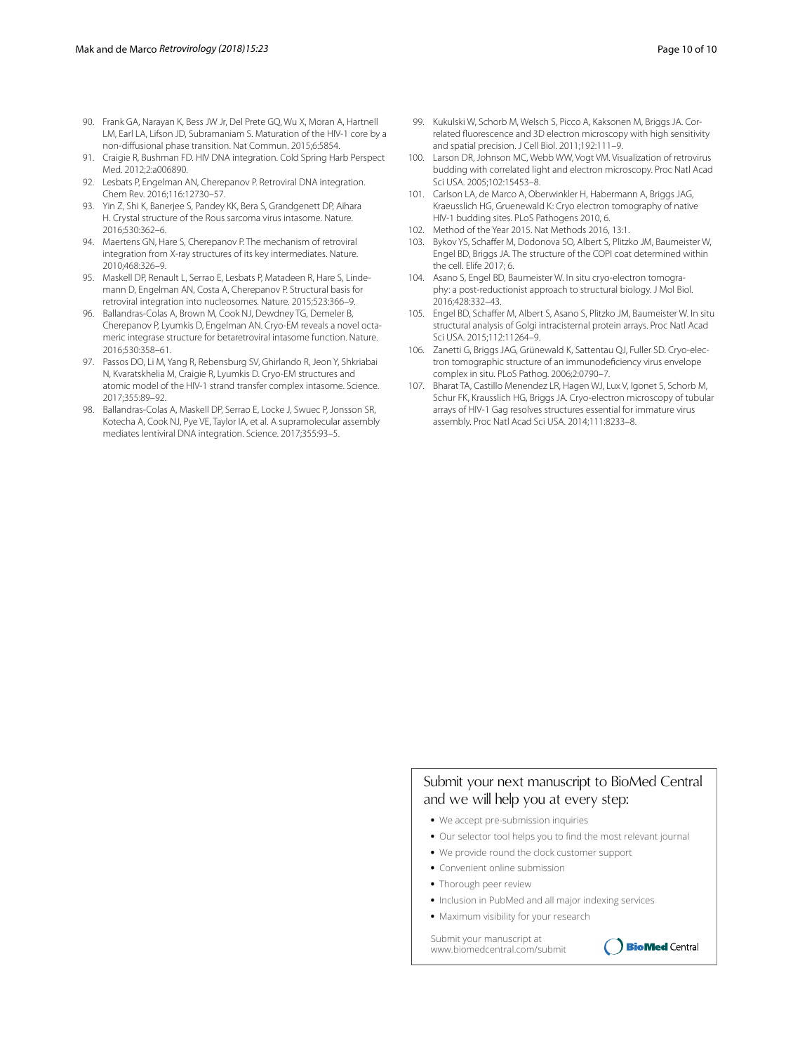90. Frank GA, Narayan K, Bess JW Jr, Del Prete GQ, Wu X, Moran A, Hartnell LM, Earl LA, Lifson JD, Subramaniam S. Maturation of the HIV-1 core by a non-diffusional phase transition. Nat Commun. 2015;6:5854.
91. Craigie R, Bushman FD. HIV DNA integration. Cold Spring Harb Perspect Med. 2012;2:a006890.
92. Lesbats P, Engelman AN, Cherepanov P. Retroviral DNA integration. Chem Rev. 2016;116:12730–57.
93. Yin Z, Shi K, Banerjee S, Pandey KK, Bera S, Grandgenett DP, Aihara H. Crystal structure of the Rous sarcoma virus intasome. Nature. 2016;530:362–6.
94. Maertens GN, Hare S, Cherepanov P. The mechanism of retroviral integration from X-ray structures of its key intermediates. Nature. 2010;468:326–9.
95. Maskell DP, Renault L, Serrao E, Lesbats P, Matadeen R, Hare S, Lindemann D, Engelman AN, Costa A, Cherepanov P. Structural basis for retroviral integration into nucleosomes. Nature. 2015;523:366–9.
96. Ballandras-Colas A, Brown M, Cook NJ, Dewdney TG, Demeler B, Cherepanov P, Lyumkis D, Engelman AN. Cryo-EM reveals a novel octameric integrase structure for betaretroviral intasome function. Nature. 2016;530:358–61.
97. Passos DO, Li M, Yang R, Rebensburg SV, Ghirlando R, Jeon Y, Shkriabai N, Kvaratskhelia M, Craigie R, Lyumkis D. Cryo-EM structures and atomic model of the HIV-1 strand transfer complex intasome. Science. 2017;355:89–92.
98. Ballandras-Colas A, Maskell DP, Serrao E, Locke J, Swuec P, Jonsson SR, Kotecha A, Cook NJ, Pye VE, Taylor IA, et al. A supramolecular assembly mediates lentiviral DNA integration. Science. 2017;355:93–5.
99. Kukulski W, Schorb M, Welsch S, Picco A, Kaksonen M, Briggs JA. Correlated fluorescence and 3D electron microscopy with high sensitivity and spatial precision. J Cell Biol. 2011;192:111–9.
100. Larson DR, Johnson MC, Webb WW, Vogt VM. Visualization of retrovirus budding with correlated light and electron microscopy. Proc Natl Acad Sci USA. 2005;102:15453–8.
101. Carlson LA, de Marco A, Oberwinkler H, Habermann A, Briggs JAG, Kraeusslich HG, Gruenewald K: Cryo electron tomography of native HIV-1 budding sites. PLoS Pathogens 2010, 6.
102. Method of the Year 2015. Nat Methods 2016, 13:1.
103. Bykov YS, Schaffer M, Dodonova SO, Albert S, Plitzko JM, Baumeister W, Engel BD, Briggs JA. The structure of the COPI coat determined within the cell. Elife 2017; 6.
104. Asano S, Engel BD, Baumeister W. In situ cryo-electron tomography: a post-reductionist approach to structural biology. J Mol Biol. 2016;428:332–43.
105. Engel BD, Schaffer M, Albert S, Asano S, Plitzko JM, Baumeister W. In situ structural analysis of Golgi intracisternal protein arrays. Proc Natl Acad Sci USA. 2015;112:11264–9.
106. Zanetti G, Briggs JAG, Grünewald K, Sattentau QJ, Fuller SD. Cryo-electron tomographic structure of an immunodeficiency virus envelope complex in situ. PLoS Pathog. 2006;2:0790–7.
107. Bharat TA, Castillo Menendez LR, Hagen WJ, Lux V, Igonet S, Schorb M, Schur FK, Krausslich HG, Briggs JA. Cryo-electron microscopy of tubular arrays of HIV-1 Gag resolves structures essential for immature virus assembly. Proc Natl Acad Sci USA. 2014;111:8233–8.

Submit your next manuscript to BioMed Central and we will help you at every step:

- We accept pre-submission inquiries
- Our selector tool helps you to find the most relevant journal
- We provide round the clock customer support
- Convenient online submission
- Thorough peer review
- Inclusion in PubMed and all major indexing services
- Maximum visibility for your research

Submit your manuscript at
www.biomedcentral.com/submit

BioMed Central